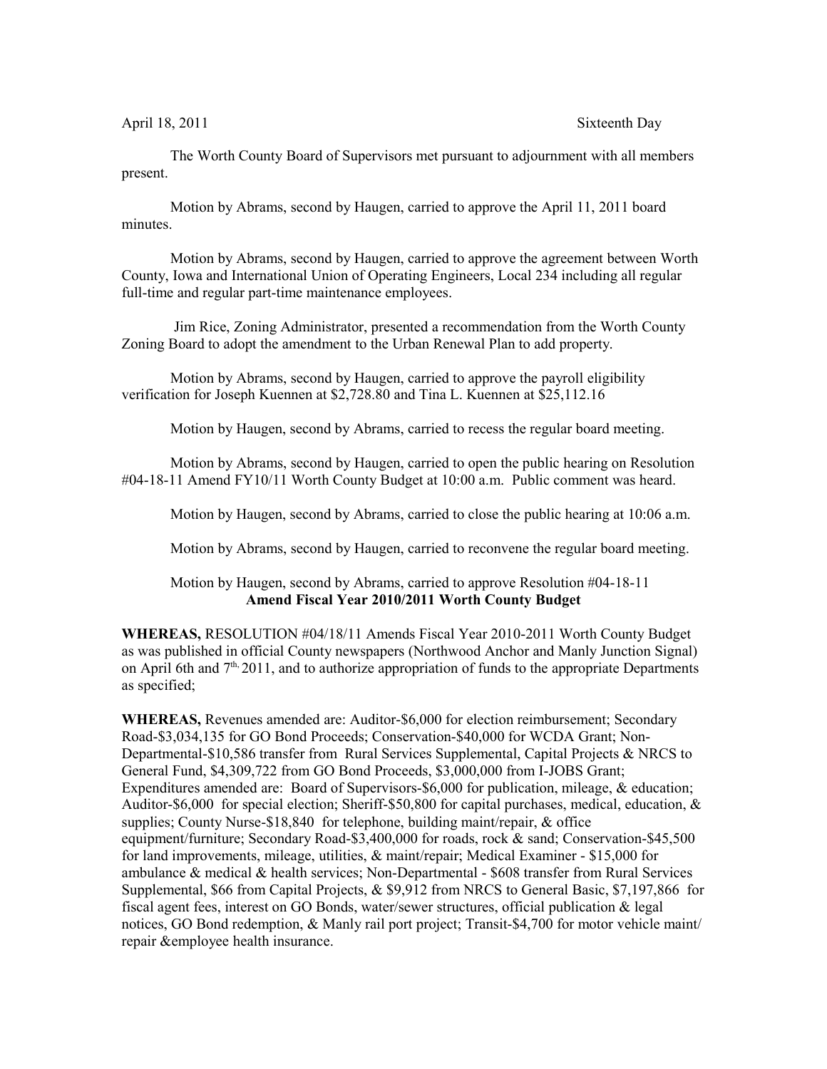April 18, 2011 Sixteenth Day

The Worth County Board of Supervisors met pursuant to adjournment with all members present.

Motion by Abrams, second by Haugen, carried to approve the April 11, 2011 board minutes.

Motion by Abrams, second by Haugen, carried to approve the agreement between Worth County, Iowa and International Union of Operating Engineers, Local 234 including all regular full-time and regular part-time maintenance employees.

Jim Rice, Zoning Administrator, presented a recommendation from the Worth County Zoning Board to adopt the amendment to the Urban Renewal Plan to add property.

Motion by Abrams, second by Haugen, carried to approve the payroll eligibility verification for Joseph Kuennen at $2,728.80 and Tina L. Kuennen at $25,112.16

Motion by Haugen, second by Abrams, carried to recess the regular board meeting.

Motion by Abrams, second by Haugen, carried to open the public hearing on Resolution #04-18-11 Amend FY10/11 Worth County Budget at 10:00 a.m. Public comment was heard.

Motion by Haugen, second by Abrams, carried to close the public hearing at 10:06 a.m.

Motion by Abrams, second by Haugen, carried to reconvene the regular board meeting.

Motion by Haugen, second by Abrams, carried to approve Resolution #04-18-11

**Amend Fiscal Year 2010/2011 Worth County Budget**

**WHEREAS,** RESOLUTION #04/18/11 Amends Fiscal Year 2010-2011 Worth County Budget as was published in official County newspapers (Northwood Anchor and Manly Junction Signal) on April 6th and 7th, 2011, and to authorize appropriation of funds to the appropriate Departments as specified;

**WHEREAS,** Revenues amended are: Auditor-$6,000 for election reimbursement; Secondary Road-$3,034,135 for GO Bond Proceeds; Conservation-$40,000 for WCDA Grant; Non-Departmental-$10,586 transfer from Rural Services Supplemental, Capital Projects & NRCS to General Fund, $4,309,722 from GO Bond Proceeds, $3,000,000 from I-JOBS Grant; Expenditures amended are: Board of Supervisors-$6,000 for publication, mileage, & education; Auditor-$6,000 for special election; Sheriff-$50,800 for capital purchases, medical, education, & supplies; County Nurse-$18,840 for telephone, building maint/repair, & office equipment/furniture; Secondary Road-$3,400,000 for roads, rock & sand; Conservation-$45,500 for land improvements, mileage, utilities, & maint/repair; Medical Examiner - $15,000 for ambulance & medical & health services; Non-Departmental - $608 transfer from Rural Services Supplemental, $66 from Capital Projects, & $9,912 from NRCS to General Basic, $7,197,866 for fiscal agent fees, interest on GO Bonds, water/sewer structures, official publication & legal notices, GO Bond redemption, & Manly rail port project; Transit-$4,700 for motor vehicle maint/repair &employee health insurance.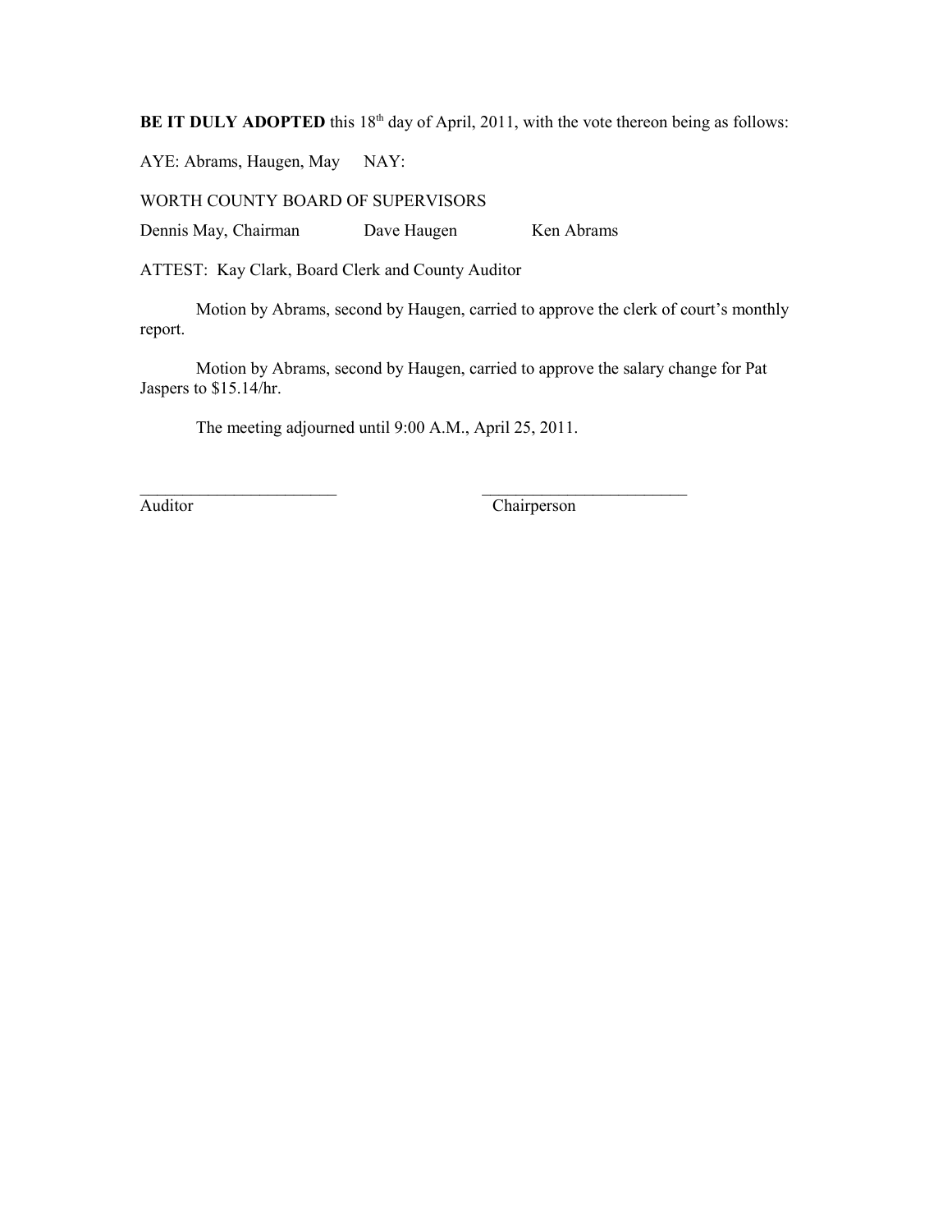**BE IT DULY ADOPTED** this 18th day of April, 2011, with the vote thereon being as follows:

AYE: Abrams, Haugen, May NAY:

WORTH COUNTY BOARD OF SUPERVISORS

Dennis May, Chairman Dave Haugen Ken Abrams

ATTEST: Kay Clark, Board Clerk and County Auditor

Motion by Abrams, second by Haugen, carried to approve the clerk of court's monthly report.

Motion by Abrams, second by Haugen, carried to approve the salary change for Pat Jaspers to $15.14/hr.

The meeting adjourned until 9:00 A.M., April 25, 2011.

________________________ ________________________

Auditor Chairperson